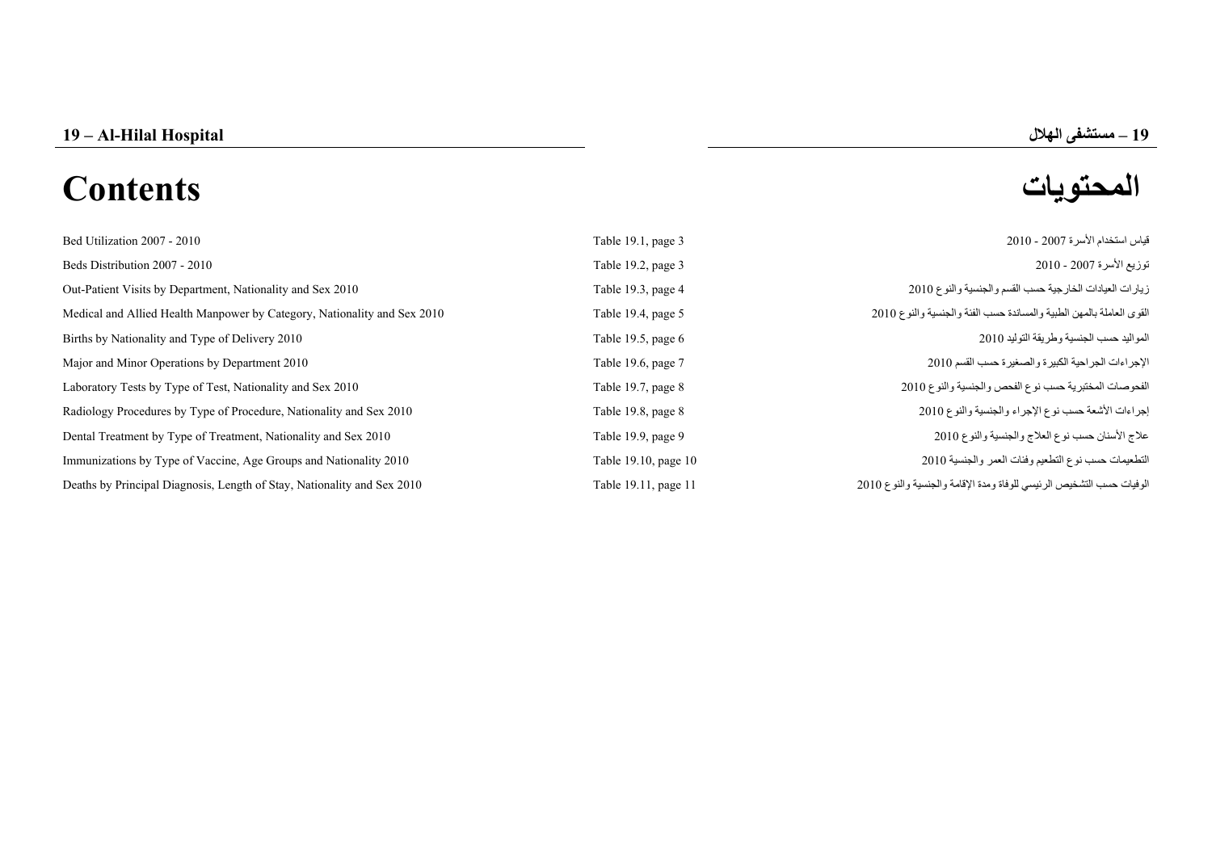# 19 – Al-Hilal Hospital

# 19 – مستشفى الهلال

# Contents

# المحتويات

| Contents | Table | المحتويات |
|---|---|---|
| Bed Utilization 2007 - 2010 | Table 19.1, page 3 | قياس استخدام الأسرة 2007 - 2010 |
| Beds Distribution 2007 - 2010 | Table 19.2, page 3 | توزيع الأسرة 2007 - 2010 |
| Out-Patient Visits by Department, Nationality and Sex 2010 | Table 19.3, page 4 | زيارات العيادات الخارجية حسب القسم والجنسية والنوع 2010 |
| Medical and Allied Health Manpower by Category, Nationality and Sex 2010 | Table 19.4, page 5 | القوى العاملة بالمهن الطبية والمساندة حسب الفئة والجنسية والنوع 2010 |
| Births by Nationality and Type of Delivery 2010 | Table 19.5, page 6 | المواليد حسب الجنسية وطريقة التوليد 2010 |
| Major and Minor Operations by Department 2010 | Table 19.6, page 7 | الإجراءات الجراحية الكبيرة والصغيرة حسب القسم 2010 |
| Laboratory Tests by Type of Test, Nationality and Sex 2010 | Table 19.7, page 8 | الفحوصات المختبرية حسب نوع الفحص والجنسية والنوع 2010 |
| Radiology Procedures by Type of Procedure, Nationality and Sex 2010 | Table 19.8, page 8 | إجراءات الأشعة حسب نوع الإجراء والجنسية والنوع 2010 |
| Dental Treatment by Type of Treatment, Nationality and Sex 2010 | Table 19.9, page 9 | علاج الأسنان حسب نوع العلاج والجنسية والنوع 2010 |
| Immunizations by Type of Vaccine, Age Groups and Nationality 2010 | Table 19.10, page 10 | التطعيمات حسب نوع التطعيم وفئات العمر والجنسية 2010 |
| Deaths by Principal Diagnosis, Length of Stay, Nationality and Sex 2010 | Table 19.11, page 11 | الوفيات حسب التشخيص الرئيسي للوفاة ومدة الإقامة والجنسية والنوع 2010 |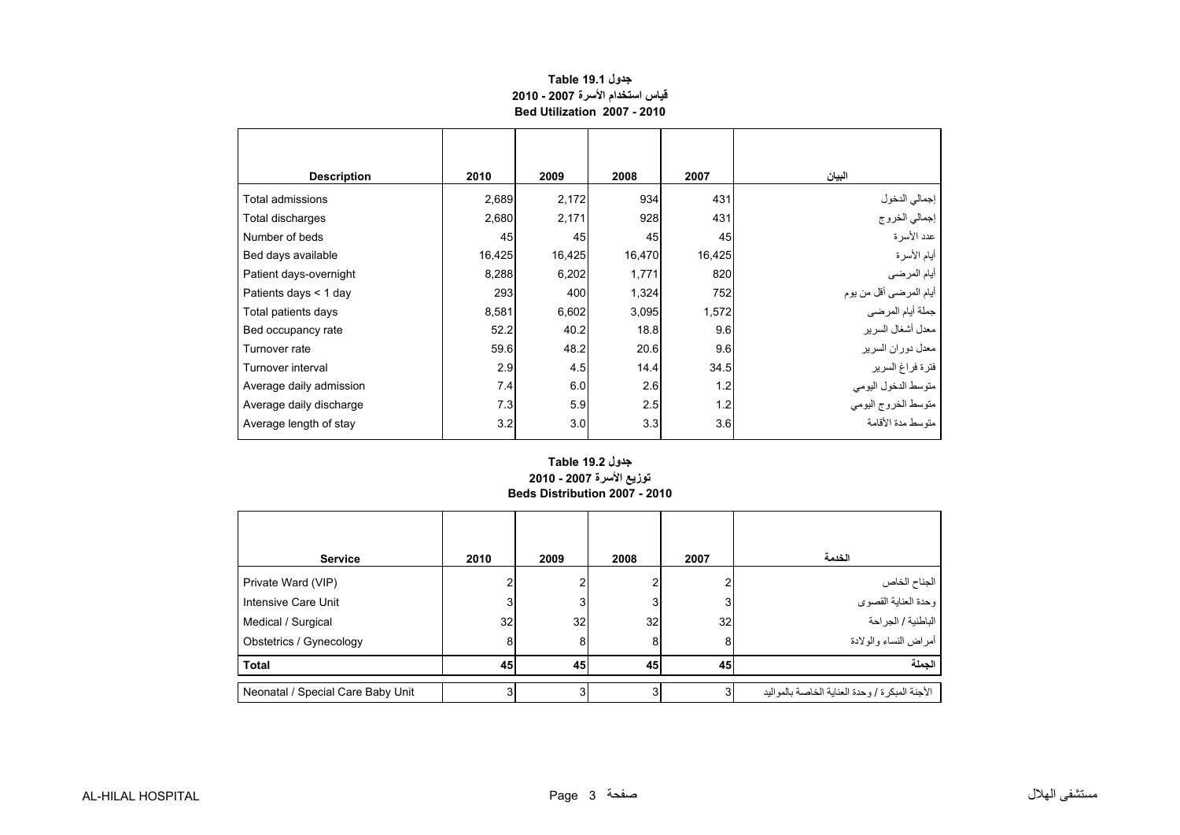## جدول Table 19.1
## قياس استخدام الأسرة 2007 - 2010
## Bed Utilization 2007 - 2010

| Description | 2010 | 2009 | 2008 | 2007 | البيان |
|---|---|---|---|---|---|
| Total admissions | 2,689 | 2,172 | 934 | 431 | إجمالي الدخول |
| Total discharges | 2,680 | 2,171 | 928 | 431 | إجمالي الخروج |
| Number of beds | 45 | 45 | 45 | 45 | عدد الأسرة |
| Bed days available | 16,425 | 16,425 | 16,470 | 16,425 | أيام الأسرة |
| Patient days-overnight | 8,288 | 6,202 | 1,771 | 820 | أيام المرضى |
| Patients days < 1 day | 293 | 400 | 1,324 | 752 | أيام المرضى أقل من يوم |
| Total patients days | 8,581 | 6,602 | 3,095 | 1,572 | جملة أيام المرضى |
| Bed occupancy rate | 52.2 | 40.2 | 18.8 | 9.6 | معدل أشغال السرير |
| Turnover rate | 59.6 | 48.2 | 20.6 | 9.6 | معدل دوران السرير |
| Turnover interval | 2.9 | 4.5 | 14.4 | 34.5 | فترة فراغ السرير |
| Average daily admission | 7.4 | 6.0 | 2.6 | 1.2 | متوسط الدخول اليومي |
| Average daily discharge | 7.3 | 5.9 | 2.5 | 1.2 | متوسط الخروج اليومي |
| Average length of stay | 3.2 | 3.0 | 3.3 | 3.6 | متوسط مدة الأقامة |

## جدول Table 19.2
## توزيع الأسرة 2007 - 2010
## Beds Distribution 2007 - 2010

| Service | 2010 | 2009 | 2008 | 2007 | الخدمة |
|---|---|---|---|---|---|
| Private Ward (VIP) | 2 | 2 | 2 | 2 | الجناح الخاص |
| Intensive Care Unit | 3 | 3 | 3 | 3 | وحدة العناية القصوى |
| Medical / Surgical | 32 | 32 | 32 | 32 | الباطنية / الجراحة |
| Obstetrics / Gynecology | 8 | 8 | 8 | 8 | أمراض النساء والولادة |
| **Total** | **45** | **45** | **45** | **45** | **الجملة** |
| Neonatal / Special Care Baby Unit | 3 | 3 | 3 | 3 | الأجنة المبكرة / وحدة العناية الخاصة بالمواليد |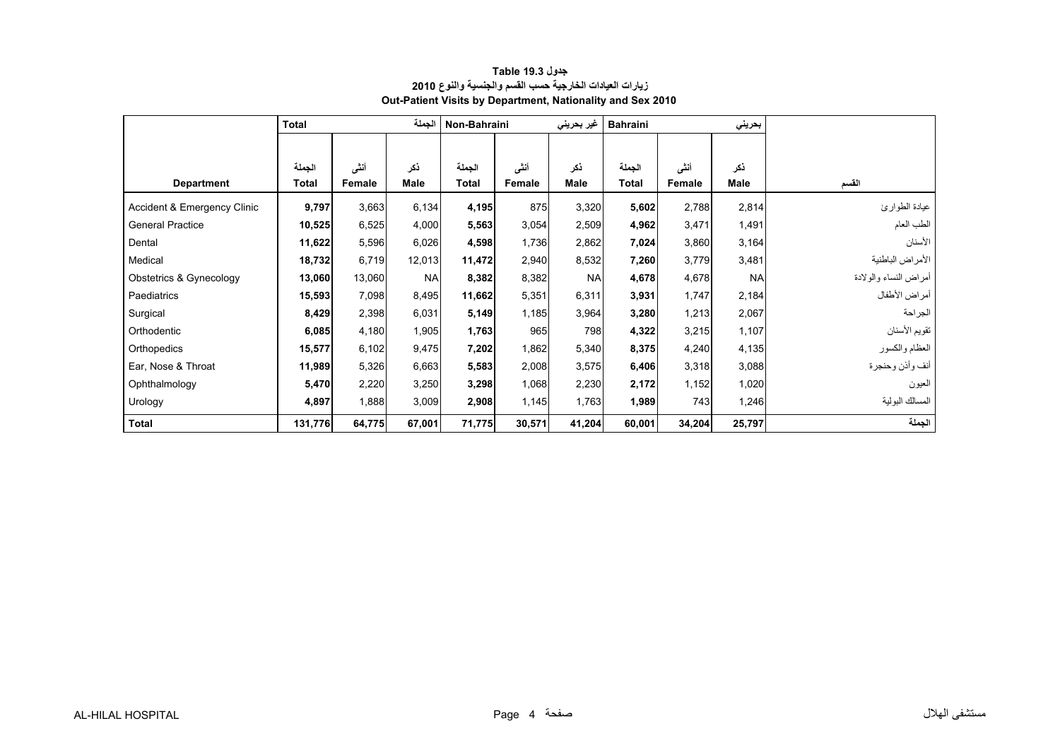**جدول 19.3 Table**

**زيارات العيادات الخارجية حسب القسم والجنسية والنوع 2010**

**Out-Patient Visits by Department, Nationality and Sex 2010**

| | Total | | الجملة | Non-Bahraini | | غير بحريني | Bahraini | | بحريني | |
|---|---|---|---|---|---|---|---|---|---|---|
| **Department** | الجملة **Total** | أنثى **Female** | ذكر **Male** | الجملة **Total** | أنثى **Female** | ذكر **Male** | الجملة **Total** | أنثى **Female** | ذكر **Male** | القسم |
| Accident & Emergency Clinic | **9,797** | 3,663 | 6,134 | **4,195** | 875 | 3,320 | **5,602** | 2,788 | 2,814 | عيادة الطوارئ |
| General Practice | **10,525** | 6,525 | 4,000 | **5,563** | 3,054 | 2,509 | **4,962** | 3,471 | 1,491 | الطب العام |
| Dental | **11,622** | 5,596 | 6,026 | **4,598** | 1,736 | 2,862 | **7,024** | 3,860 | 3,164 | الأسنان |
| Medical | **18,732** | 6,719 | 12,013 | **11,472** | 2,940 | 8,532 | **7,260** | 3,779 | 3,481 | الأمراض الباطنية |
| Obstetrics & Gynecology | **13,060** | 13,060 | NA | **8,382** | 8,382 | NA | **4,678** | 4,678 | NA | أمراض النساء والولادة |
| Paediatrics | **15,593** | 7,098 | 8,495 | **11,662** | 5,351 | 6,311 | **3,931** | 1,747 | 2,184 | أمراض الأطفال |
| Surgical | **8,429** | 2,398 | 6,031 | **5,149** | 1,185 | 3,964 | **3,280** | 1,213 | 2,067 | الجراحة |
| Orthodentic | **6,085** | 4,180 | 1,905 | **1,763** | 965 | 798 | **4,322** | 3,215 | 1,107 | تقويم الأسنان |
| Orthopedics | **15,577** | 6,102 | 9,475 | **7,202** | 1,862 | 5,340 | **8,375** | 4,240 | 4,135 | العظام والكسور |
| Ear, Nose & Throat | **11,989** | 5,326 | 6,663 | **5,583** | 2,008 | 3,575 | **6,406** | 3,318 | 3,088 | أنف وأذن وحنجرة |
| Ophthalmology | **5,470** | 2,220 | 3,250 | **3,298** | 1,068 | 2,230 | **2,172** | 1,152 | 1,020 | العيون |
| Urology | **4,897** | 1,888 | 3,009 | **2,908** | 1,145 | 1,763 | **1,989** | 743 | 1,246 | المسالك البولية |
| **Total** | **131,776** | **64,775** | **67,001** | **71,775** | **30,571** | **41,204** | **60,001** | **34,204** | **25,797** | **الجملة** |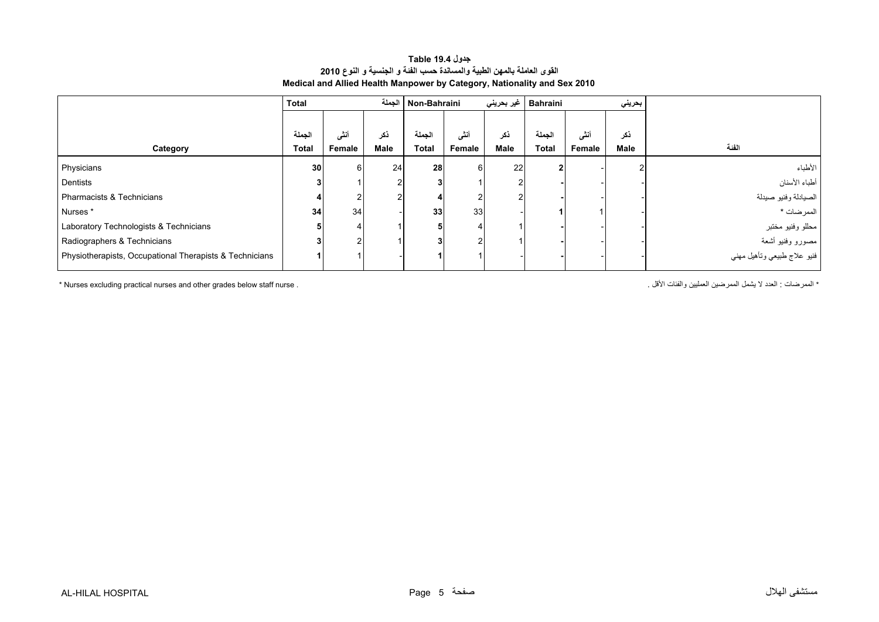**جدول Table 19.4**

**القوى العاملة بالمهن الطبية والمساندة حسب الفئة و الجنسية و النوع 2010**

**Medical and Allied Health Manpower by Category, Nationality and Sex 2010**

| | Total | | الجملة | Non-Bahraini | | غير بحريني | Bahraini | | بحريني | |
|---|---|---|---|---|---|---|---|---|---|---|
| Category | الجملة Total | أنثى Female | ذكر Male | الجملة Total | أنثى Female | ذكر Male | الجملة Total | أنثى Female | ذكر Male | الفئة |
| Physicians | **30** | 6 | 24 | **28** | 6 | 22 | **2** | - | 2 | الأطباء |
| Dentists | **3** | 1 | 2 | **3** | 1 | 2 | **-** | - | - | أطباء الأسنان |
| Pharmacists & Technicians | **4** | 2 | 2 | **4** | 2 | 2 | **-** | - | - | الصيادلة وفنيو صيدلة |
| Nurses * | **34** | 34 | - | **33** | 33 | - | **1** | 1 | - | الممرضات * |
| Laboratory Technologists & Technicians | **5** | 4 | 1 | **5** | 4 | 1 | **-** | - | - | محللو وفنيو مختبر |
| Radiographers & Technicians | **3** | 2 | 1 | **3** | 2 | 1 | **-** | - | - | مصورو وفنيو أشعة |
| Physiotherapists, Occupational Therapists & Technicians | **1** | 1 | - | **1** | 1 | - | **-** | - | - | فنيو علاج طبيعي وتأهيل مهني |

* Nurses excluding practical nurses and other grades below staff nurse .

* الممرضات : العدد لا يشمل الممرضين العمليين والفئات الأقل .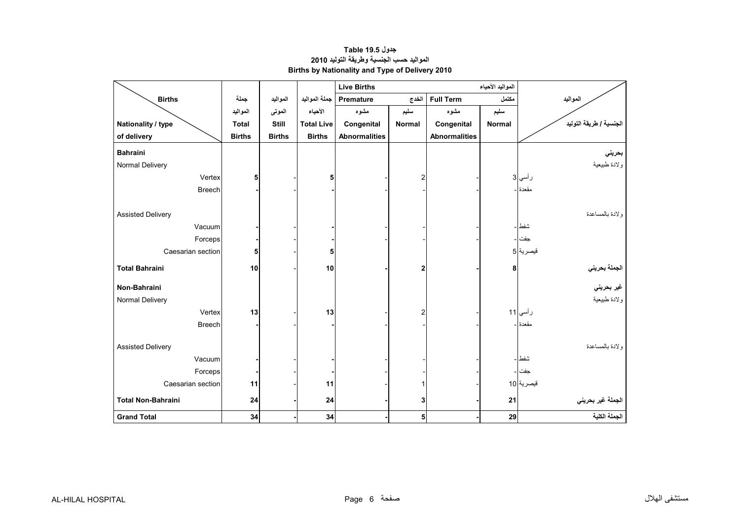**جدول 19.5 Table**

**المواليد حسب الجنسية وطريقة التوليد 2010**

**Births by Nationality and Type of Delivery 2010**

| Births / Nationality / type of delivery | جملة المواليد Total Births | المواليد الموتى Still Births | جملة المواليد الأحياء Total Live Births | Live Births المواليد الأحياء - Premature الخدج - مشوه Congenital Abnormalities | سليم Normal | Full Term مكتمل - مشوه Congenital Abnormalities | سليم Normal | المواليد / الجنسية / طريقة التوليد |
|---|---|---|---|---|---|---|---|---|
| **Bahraini** | | | | | | | | **بحريني** |
| Normal Delivery | | | | | | | | ولادة طبيعية |
| Vertex | **5** | - | **5** | - | 2 | - | 3 | رأسي |
| Breech | **-** | - | **-** | - | - | - | - | مقعدة |
| Assisted Delivery | | | | | | | | ولادة بالمساعدة |
| Vacuum | **-** | - | **-** | - | - | - | - | شفط |
| Forceps | **-** | - | **-** | - | - | - | - | جفت |
| Caesarian section | **5** | - | **5** | | | | 5 | قيصرية |
| **Total Bahraini** | **10** | - | **10** | **-** | **2** | **-** | **8** | **الجملة بحريني** |
| **Non-Bahraini** | | | | | | | | **غير بحريني** |
| Normal Delivery | | | | | | | | ولادة طبيعية |
| Vertex | **13** | - | **13** | - | 2 | - | 11 | رأسي |
| Breech | **-** | - | **-** | - | - | - | - | مقعدة |
| Assisted Delivery | | | | | | | | ولادة بالمساعدة |
| Vacuum | **-** | - | **-** | - | - | - | - | شفط |
| Forceps | **-** | - | **-** | - | - | - | - | جفت |
| Caesarian section | **11** | - | **11** | - | 1 | - | 10 | قيصرية |
| **Total Non-Bahraini** | **24** | **-** | **24** | **-** | **3** | **-** | **21** | **الجملة غير بحريني** |
| **Grand Total** | **34** | **-** | **34** | **-** | **5** | **-** | **29** | **الجملة الكلية** |

AL-HILAL HOSPITAL مستشفى الهلال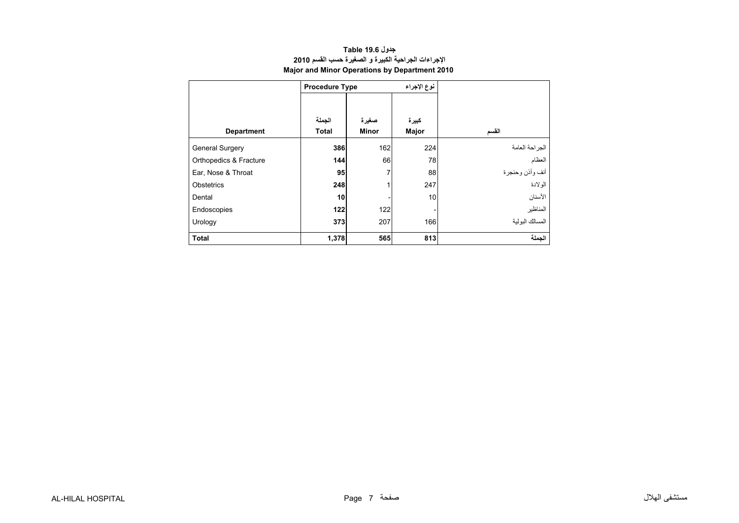**جدول Table 19.6**
**الاجراءات الجراحية الكبيرة و الصغيرة حسب القسم 2010**
**Major and Minor Operations by Department 2010**

| Department | Procedure Type | | نوع الإجراء | القسم |
|---|---|---|---|---|
| | الجملة Total | صغيرة Minor | كبيرة Major | |
| General Surgery | **386** | 162 | 224 | الجراحة العامة |
| Orthopedics & Fracture | **144** | 66 | 78 | العظام |
| Ear, Nose & Throat | **95** | 7 | 88 | أنف وأذن وحنجرة |
| Obstetrics | **248** | 1 | 247 | الولادة |
| Dental | **10** | - | 10 | الأسنان |
| Endoscopies | **122** | 122 | - | المناظير |
| Urology | **373** | 207 | 166 | المسالك البولية |
| **Total** | **1,378** | **565** | **813** | **الجملة** |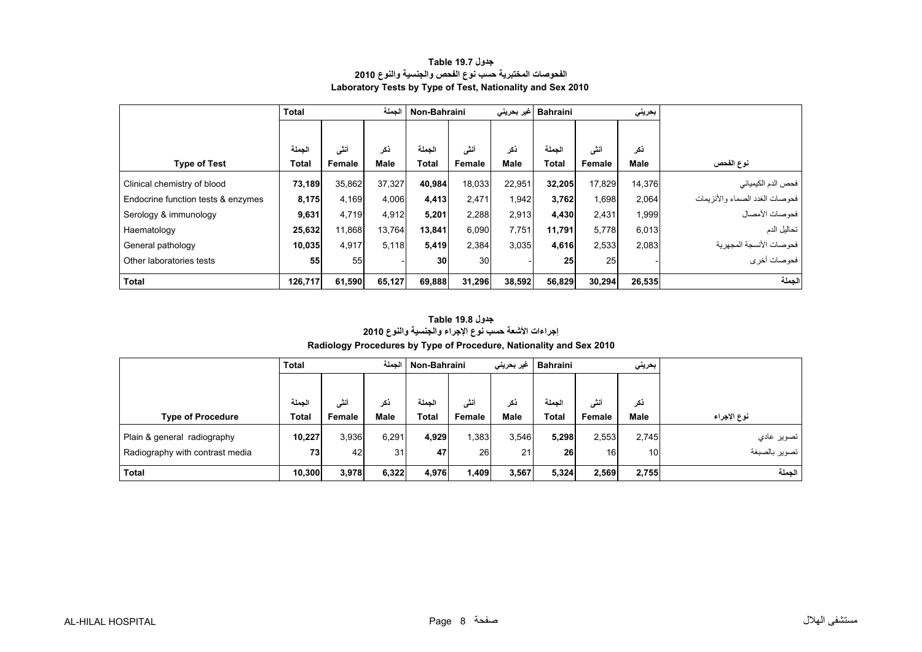**جدول Table 19.7**

**الفحوصات المختبرية حسب نوع الفحص والجنسية والنوع 2010**

**Laboratory Tests by Type of Test, Nationality and Sex 2010**

| | Total | | الجملة | Non-Bahraini | | غير بحريني | Bahraini | | بحريني | |
|---|---|---|---|---|---|---|---|---|---|---|
| **Type of Test** | الجملة **Total** | أنثى **Female** | ذكر **Male** | الجملة **Total** | أنثى **Female** | ذكر **Male** | الجملة **Total** | أنثى **Female** | ذكر **Male** | **نوع الفحص** |
| Clinical chemistry of blood | **73,189** | 35,862 | 37,327 | **40,984** | 18,033 | 22,951 | **32,205** | 17,829 | 14,376 | فحص الدم الكيميائي |
| Endocrine function tests & enzymes | **8,175** | 4,169 | 4,006 | **4,413** | 2,471 | 1,942 | **3,762** | 1,698 | 2,064 | فحوصات الغدد الصماء والأنزيمات |
| Serology & immunology | **9,631** | 4,719 | 4,912 | **5,201** | 2,288 | 2,913 | **4,430** | 2,431 | 1,999 | فحوصات الأمصال |
| Haematology | **25,632** | 11,868 | 13,764 | **13,841** | 6,090 | 7,751 | **11,791** | 5,778 | 6,013 | تحاليل الدم |
| General pathology | **10,035** | 4,917 | 5,118 | **5,419** | 2,384 | 3,035 | **4,616** | 2,533 | 2,083 | فحوصات الأنسجة المجهرية |
| Other laboratories tests | **55** | 55 | - | **30** | 30 | - | **25** | 25 | - | فحوصات أخرى |
| **Total** | **126,717** | **61,590** | **65,127** | **69,888** | **31,296** | **38,592** | **56,829** | **30,294** | **26,535** | **الجملة** |

**جدول Table 19.8**

**إجراءات الأشعة حسب نوع الإجراء والجنسية والنوع 2010**

**Radiology Procedures by Type of Procedure, Nationality and Sex 2010**

| | Total | | الجملة | Non-Bahraini | | غير بحريني | Bahraini | | بحريني | |
|---|---|---|---|---|---|---|---|---|---|---|
| **Type of Procedure** | الجملة **Total** | أنثى **Female** | ذكر **Male** | الجملة **Total** | أنثى **Female** | ذكر **Male** | الجملة **Total** | أنثى **Female** | ذكر **Male** | **نوع الإجراء** |
| Plain & general radiography | **10,227** | 3,936 | 6,291 | **4,929** | 1,383 | 3,546 | **5,298** | 2,553 | 2,745 | تصوير عادي |
| Radiography with contrast media | **73** | 42 | 31 | **47** | 26 | 21 | **26** | 16 | 10 | تصوير بالصبغة |
| **Total** | **10,300** | **3,978** | **6,322** | **4,976** | **1,409** | **3,567** | **5,324** | **2,569** | **2,755** | **الجملة** |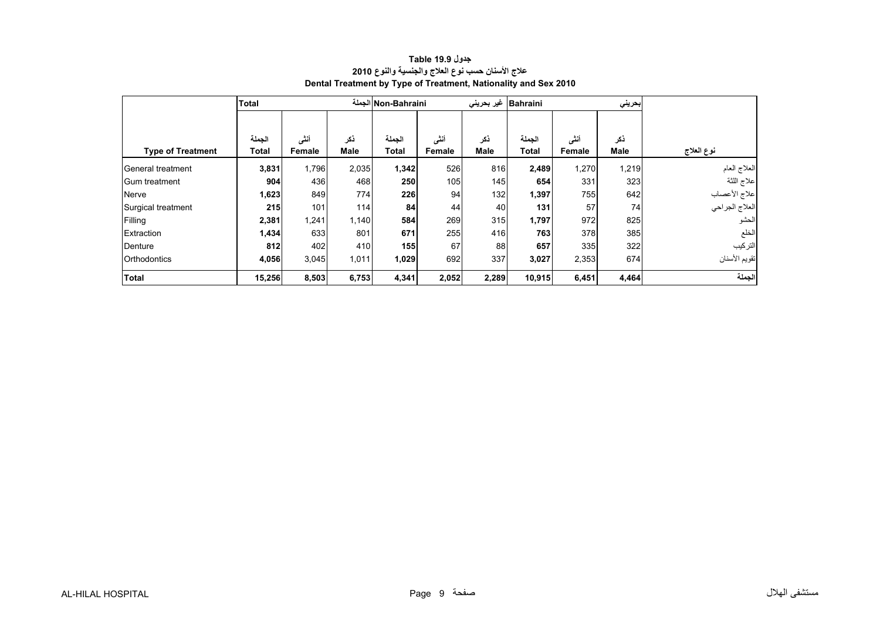# جدول Table 19.9
## علاج الأسنان حسب نوع العلاج والجنسية والنوع 2010
## Dental Treatment by Type of Treatment, Nationality and Sex 2010

| | Total | | الجملة | Non-Bahraini | | غير بحريني | Bahraini | | بحريني | |
|---|---|---|---|---|---|---|---|---|---|---|
| **Type of Treatment** | الجملة **Total** | أنثى **Female** | ذكر **Male** | الجملة **Total** | أنثى **Female** | ذكر **Male** | الجملة **Total** | أنثى **Female** | ذكر **Male** | نوع العلاج |
| General treatment | **3,831** | 1,796 | 2,035 | **1,342** | 526 | 816 | **2,489** | 1,270 | 1,219 | العلاج العام |
| Gum treatment | **904** | 436 | 468 | **250** | 105 | 145 | **654** | 331 | 323 | علاج اللثة |
| Nerve | **1,623** | 849 | 774 | **226** | 94 | 132 | **1,397** | 755 | 642 | علاج الأعصاب |
| Surgical treatment | **215** | 101 | 114 | **84** | 44 | 40 | **131** | 57 | 74 | العلاج الجراحي |
| Filling | **2,381** | 1,241 | 1,140 | **584** | 269 | 315 | **1,797** | 972 | 825 | الحشو |
| Extraction | **1,434** | 633 | 801 | **671** | 255 | 416 | **763** | 378 | 385 | الخلع |
| Denture | **812** | 402 | 410 | **155** | 67 | 88 | **657** | 335 | 322 | التركيب |
| Orthodontics | **4,056** | 3,045 | 1,011 | **1,029** | 692 | 337 | **3,027** | 2,353 | 674 | تقويم الأسنان |
| **Total** | **15,256** | **8,503** | **6,753** | **4,341** | **2,052** | **2,289** | **10,915** | **6,451** | **4,464** | **الجملة** |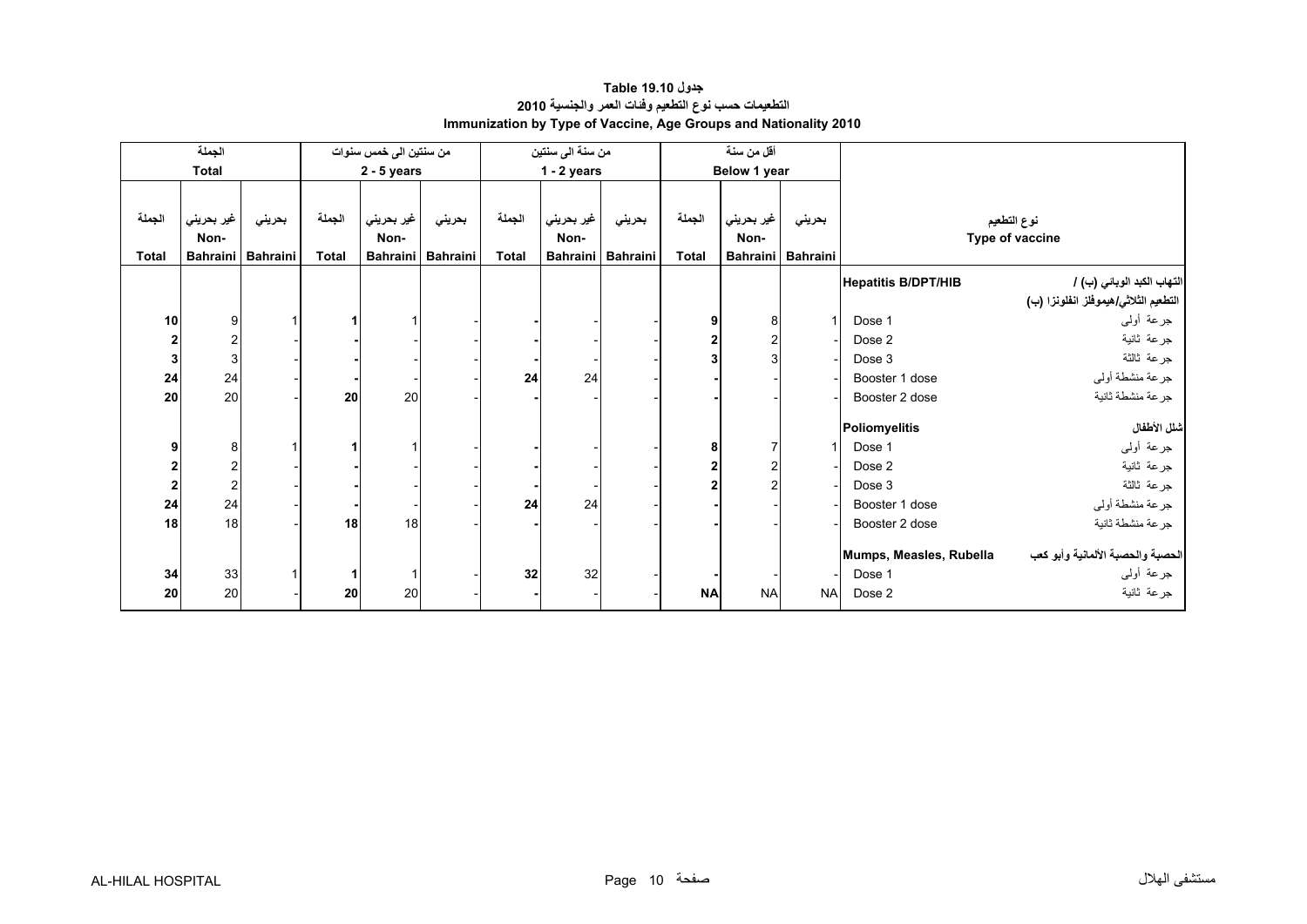# جدول Table 19.10
## التطعيمات حسب نوع التطعيم وفئات العمر والجنسية 2010
## Immunization by Type of Vaccine, Age Groups and Nationality 2010

| الجملة Total | | | من سنتين الى خمس سنوات 2 - 5 years | | | من سنة الى سنتين 1 - 2 years | | | أقل من سنة Below 1 year | | | نوع التطعيم Type of vaccine | |
|---|---|---|---|---|---|---|---|---|---|---|---|---|---|
| الجملة Total | غير بحريني Non-Bahraini | بحريني Bahraini | الجملة Total | غير بحريني Non-Bahraini | بحريني Bahraini | الجملة Total | غير بحريني Non-Bahraini | بحريني Bahraini | الجملة Total | غير بحريني Non-Bahraini | بحريني Bahraini | | |
| | | | | | | | | | | | | **Hepatitis B/DPT/HIB** | **التهاب الكبد الوبائي (ب) / التطعيم الثلاثي/هيموفلز انفلونزا (ب)** |
| **10** | 9 | 1 | **1** | 1 | - | **-** | - | - | **9** | 8 | 1 | Dose 1 | جرعة أولى |
| **2** | 2 | - | **-** | - | - | **-** | - | - | **2** | 2 | - | Dose 2 | جرعة ثانية |
| **3** | 3 | - | **-** | - | - | **-** | - | - | **3** | 3 | - | Dose 3 | جرعة ثالثة |
| **24** | 24 | - | **-** | - | - | **24** | 24 | - | **-** | - | - | Booster 1 dose | جرعة منشطة أولى |
| **20** | 20 | - | **20** | 20 | - | **-** | - | - | **-** | - | - | Booster 2 dose | جرعة منشطة ثانية |
| | | | | | | | | | | | | **Poliomyelitis** | **شلل الأطفال** |
| **9** | 8 | 1 | **1** | 1 | - | **-** | - | - | **8** | 7 | 1 | Dose 1 | جرعة أولى |
| **2** | 2 | - | **-** | - | - | **-** | - | - | **2** | 2 | - | Dose 2 | جرعة ثانية |
| **2** | 2 | - | **-** | - | - | **-** | - | - | **2** | 2 | - | Dose 3 | جرعة ثالثة |
| **24** | 24 | - | **-** | - | - | **24** | 24 | - | **-** | - | - | Booster 1 dose | جرعة منشطة أولى |
| **18** | 18 | - | **18** | 18 | - | **-** | - | - | **-** | - | - | Booster 2 dose | جرعة منشطة ثانية |
| | | | | | | | | | | | | **Mumps, Measles, Rubella** | **الحصبة والحصبة الألمانية وأبو كعب** |
| **34** | 33 | 1 | **1** | 1 | - | **32** | 32 | - | **-** | - | - | Dose 1 | جرعة أولى |
| **20** | 20 | - | **20** | 20 | - | **-** | - | - | **NA** | NA | NA | Dose 2 | جرعة ثانية |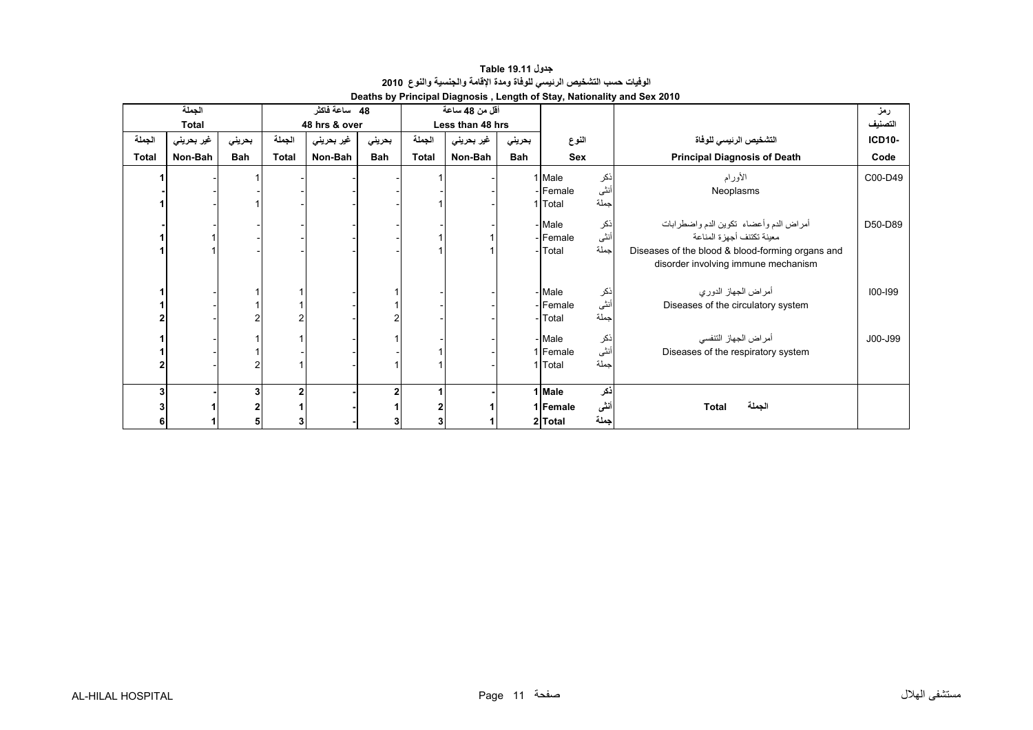# جدول Table 19.11

## الوفيات حسب التشخيص الرئيسي للوفاة ومدة الإقامة والجنسية والنوع 2010

## Deaths by Principal Diagnosis , Length of Stay, Nationality and Sex 2010

| الجملة Total | | | 48 ساعة فاكثر 48 hrs & over | | | أقل من 48 ساعة Less than 48 hrs | | | | | | رمز التصنيف |
|---|---|---|---|---|---|---|---|---|---|---|---|---|
| الجملة Total | غير بحريني Non-Bah | بحريني Bah | الجملة Total | غير بحريني Non-Bah | بحريني Bah | الجملة Total | غير بحريني Non-Bah | بحريني Bah | النوع Sex | | التشخيص الرئيسي للوفاة Principal Diagnosis of Death | ICD10- Code |
| 1 | - | 1 | - | - | - | 1 | - | 1 | Male | ذكر | الأورام Neoplasms | C00-D49 |
| - | - | - | - | - | - | - | - | - | Female | أنثى | | |
| 1 | - | 1 | - | - | - | 1 | - | 1 | Total | جملة | | |
| - | - | - | - | - | - | - | - | - | Male | ذكر | أمراض الدم وأعضاء تكوين الدم واضطرابات معينة تكتنف أجهزة المناعة Diseases of the blood & blood-forming organs and disorder involving immune mechanism | D50-D89 |
| 1 | 1 | - | - | - | - | 1 | 1 | - | Female | أنثى | | |
| 1 | 1 | - | - | - | - | 1 | 1 | - | Total | جملة | | |
| 1 | - | 1 | 1 | - | 1 | - | - | - | Male | ذكر | أمراض الجهاز الدوري Diseases of the circulatory system | I00-I99 |
| 1 | - | 1 | 1 | - | 1 | - | - | - | Female | أنثى | | |
| 2 | - | 2 | 2 | - | 2 | - | - | - | Total | جملة | | |
| 1 | - | 1 | 1 | - | 1 | - | - | - | Male | ذكر | أمراض الجهاز التنفسي Diseases of the respiratory system | J00-J99 |
| 1 | - | 1 | - | - | - | 1 | - | 1 | Female | أنثى | | |
| 2 | - | 2 | 1 | - | 1 | 1 | - | 1 | Total | جملة | | |
| **3** | **-** | **3** | **2** | **-** | **2** | **1** | **-** | **1** | **Male** | **ذكر** | **Total الجملة** | |
| **3** | **1** | **2** | **1** | **-** | **1** | **2** | **1** | **1** | **Female** | **أنثى** | | |
| **6** | **1** | **5** | **3** | **-** | **3** | **3** | **1** | **2** | **Total** | **جملة** | | |

AL-HILAL HOSPITAL مستشفى الهلال